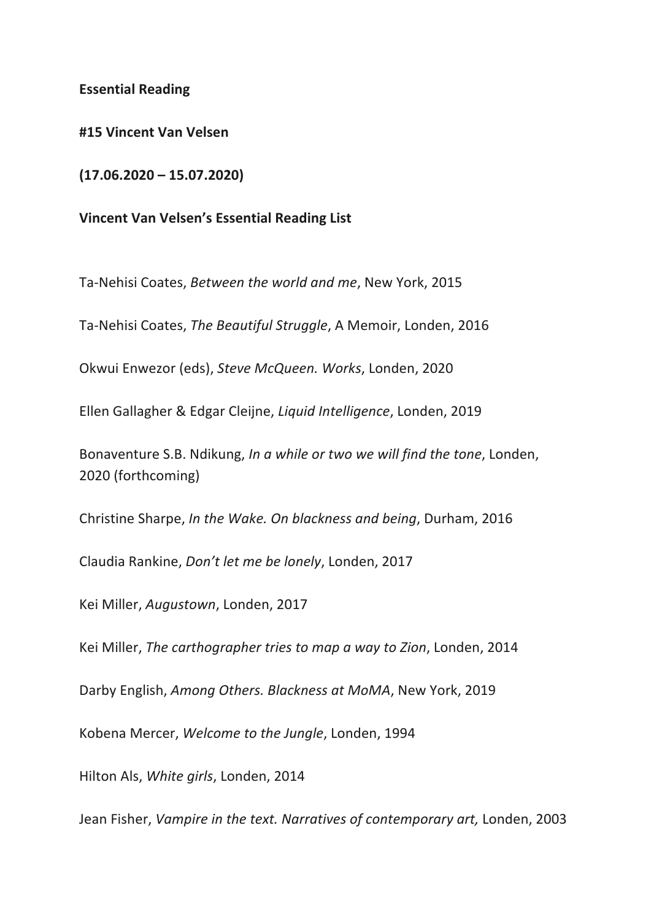**Essential Reading**

**#15 Vincent Van Velsen**

**(17.06.2020 – 15.07.2020)**

**Vincent Van Velsen's Essential Reading List**

Ta-Nehisi Coates, *Between the world and me*, New York, 2015

Ta-Nehisi Coates, *The Beautiful Struggle*, A Memoir, Londen, 2016

Okwui Enwezor (eds), *Steve McQueen. Works*, Londen, 2020

Ellen Gallagher & Edgar Cleijne, *Liquid Intelligence*, Londen, 2019

Bonaventure S.B. Ndikung, *In a while or two we will find the tone*, Londen, 2020 (forthcoming)

Christine Sharpe, *In the Wake. On blackness and being*, Durham, 2016

Claudia Rankine, *Don't let me be lonely*, Londen, 2017

Kei Miller, *Augustown*, Londen, 2017

Kei Miller, *The carthographer tries to map a way to Zion*, Londen, 2014

Darby English, *Among Others. Blackness at MoMA*, New York, 2019

Kobena Mercer, *Welcome to the Jungle*, Londen, 1994

Hilton Als, *White girls*, Londen, 2014

Jean Fisher, *Vampire in the text. Narratives of contemporary art,* Londen, 2003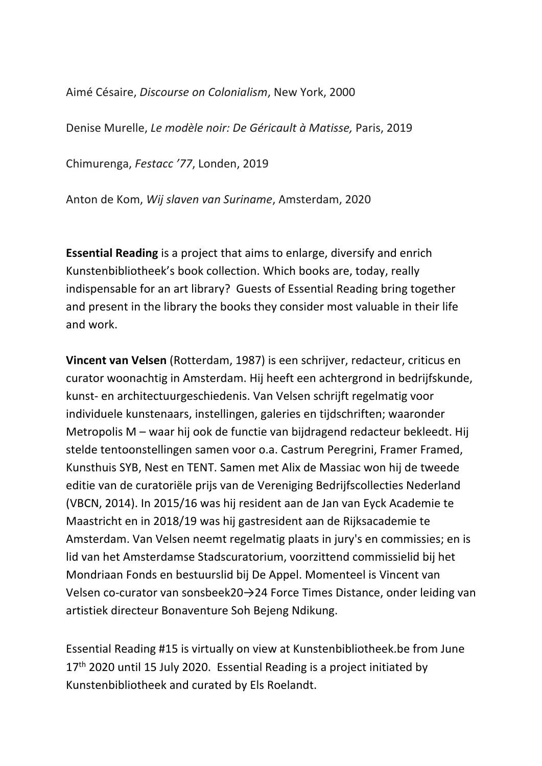Aimé Césaire, *Discourse on Colonialism*, New York, 2000

Denise Murelle, *Le modèle noir: De Géricault à Matisse,* Paris, 2019

Chimurenga, *Festacc '77*, Londen, 2019

Anton de Kom, *Wij slaven van Suriname*, Amsterdam, 2020

**Essential Reading** is a project that aims to enlarge, diversify and enrich Kunstenbibliotheek's book collection. Which books are, today, really indispensable for an art library? Guests of Essential Reading bring together and present in the library the books they consider most valuable in their life and work.

**Vincent van Velsen** (Rotterdam, 1987) is een schrijver, redacteur, criticus en curator woonachtig in Amsterdam. Hij heeft een achtergrond in bedrijfskunde, kunst- en architectuurgeschiedenis. Van Velsen schrijft regelmatig voor individuele kunstenaars, instellingen, galeries en tijdschriften; waaronder Metropolis M – waar hij ook de functie van bijdragend redacteur bekleedt. Hij stelde tentoonstellingen samen voor o.a. Castrum Peregrini, Framer Framed, Kunsthuis SYB, Nest en TENT. Samen met Alix de Massiac won hij de tweede editie van de curatoriële prijs van de Vereniging Bedrijfscollecties Nederland (VBCN, 2014). In 2015/16 was hij resident aan de Jan van Eyck Academie te Maastricht en in 2018/19 was hij gastresident aan de Rijksacademie te Amsterdam. Van Velsen neemt regelmatig plaats in jury's en commissies; en is lid van het Amsterdamse Stadscuratorium, voorzittend commissielid bij het Mondriaan Fonds en bestuurslid bij De Appel. Momenteel is Vincent van Velsen co-curator van sonsbeek20→24 Force Times Distance, onder leiding van artistiek directeur Bonaventure Soh Bejeng Ndikung.

Essential Reading #15 is virtually on view at Kunstenbibliotheek.be from June 17th 2020 until 15 July 2020. Essential Reading is a project initiated by Kunstenbibliotheek and curated by Els Roelandt.